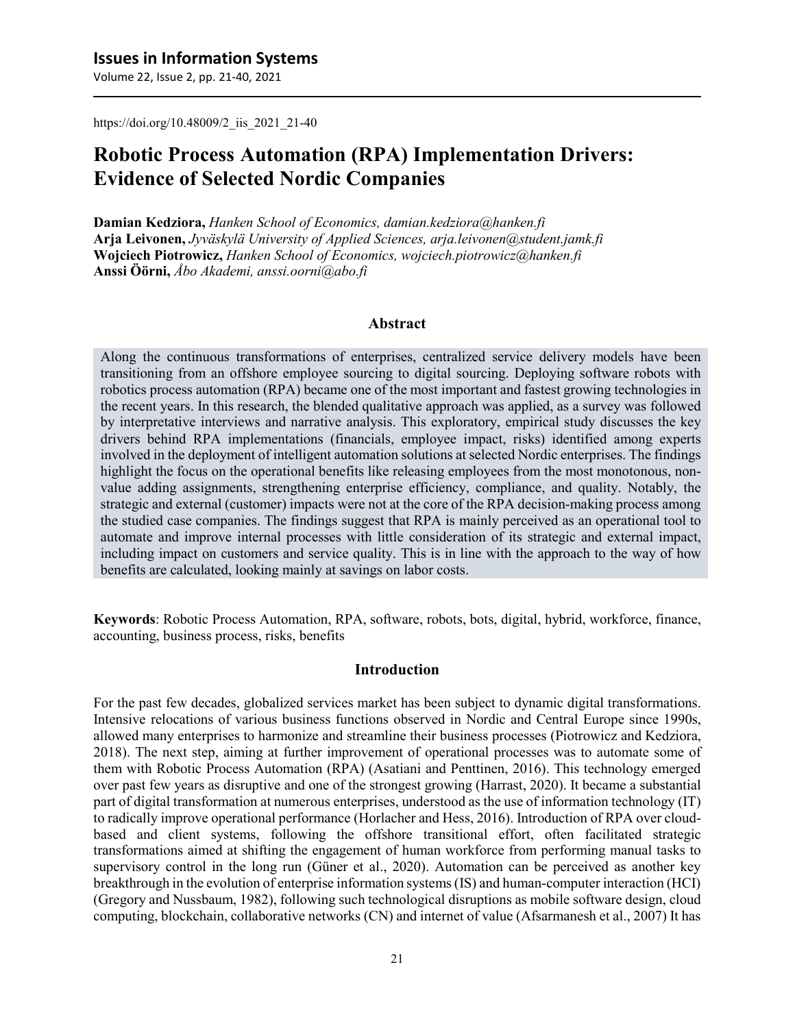https://doi.org/10.48009/2_iis_2021_21-40

# Robotic Process Automation (RPA) Implementation Drivers: Evidence of Selected Nordic Companies

**Damian Kedziora,** *Hanken School of Economics, damian.kedziora@hanken.fi*
**Arja Leivonen,** *Jyväskylä University of Applied Sciences, arja.leivonen@student.jamk.fi*
**Wojciech Piotrowicz,** *Hanken School of Economics, wojciech.piotrowicz@hanken.fi*
**Anssi Öörni,** *Åbo Akademi, anssi.oorni@abo.fi*

## Abstract

Along the continuous transformations of enterprises, centralized service delivery models have been transitioning from an offshore employee sourcing to digital sourcing. Deploying software robots with robotics process automation (RPA) became one of the most important and fastest growing technologies in the recent years. In this research, the blended qualitative approach was applied, as a survey was followed by interpretative interviews and narrative analysis. This exploratory, empirical study discusses the key drivers behind RPA implementations (financials, employee impact, risks) identified among experts involved in the deployment of intelligent automation solutions at selected Nordic enterprises. The findings highlight the focus on the operational benefits like releasing employees from the most monotonous, non-value adding assignments, strengthening enterprise efficiency, compliance, and quality. Notably, the strategic and external (customer) impacts were not at the core of the RPA decision-making process among the studied case companies. The findings suggest that RPA is mainly perceived as an operational tool to automate and improve internal processes with little consideration of its strategic and external impact, including impact on customers and service quality. This is in line with the approach to the way of how benefits are calculated, looking mainly at savings on labor costs.

**Keywords**: Robotic Process Automation, RPA, software, robots, bots, digital, hybrid, workforce, finance, accounting, business process, risks, benefits

## Introduction

For the past few decades, globalized services market has been subject to dynamic digital transformations. Intensive relocations of various business functions observed in Nordic and Central Europe since 1990s, allowed many enterprises to harmonize and streamline their business processes (Piotrowicz and Kedziora, 2018). The next step, aiming at further improvement of operational processes was to automate some of them with Robotic Process Automation (RPA) (Asatiani and Penttinen, 2016). This technology emerged over past few years as disruptive and one of the strongest growing (Harrast, 2020). It became a substantial part of digital transformation at numerous enterprises, understood as the use of information technology (IT) to radically improve operational performance (Horlacher and Hess, 2016). Introduction of RPA over cloud-based and client systems, following the offshore transitional effort, often facilitated strategic transformations aimed at shifting the engagement of human workforce from performing manual tasks to supervisory control in the long run (Güner et al., 2020). Automation can be perceived as another key breakthrough in the evolution of enterprise information systems (IS) and human-computer interaction (HCI) (Gregory and Nussbaum, 1982), following such technological disruptions as mobile software design, cloud computing, blockchain, collaborative networks (CN) and internet of value (Afsarmanesh et al., 2007) It has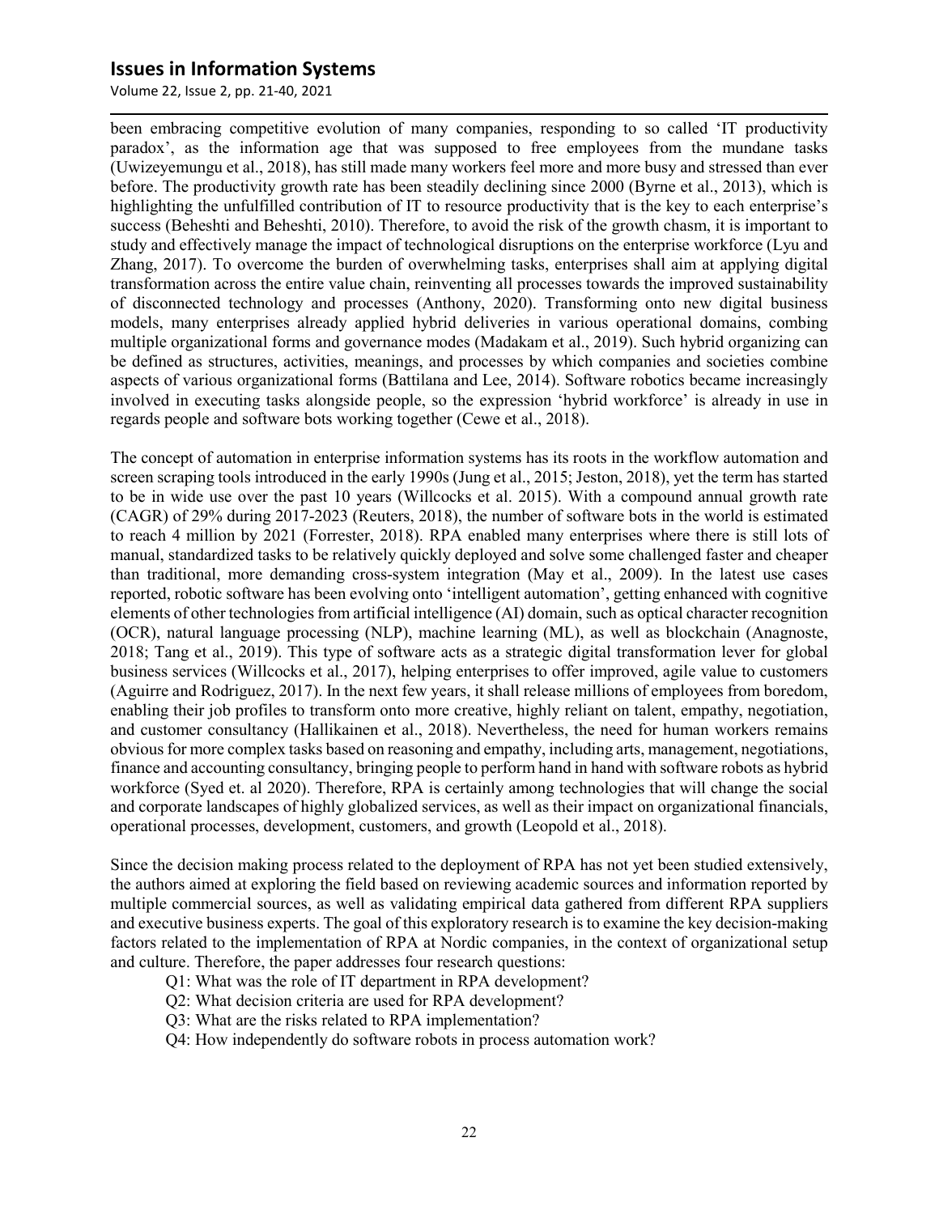been embracing competitive evolution of many companies, responding to so called 'IT productivity paradox', as the information age that was supposed to free employees from the mundane tasks (Uwizeyemungu et al., 2018), has still made many workers feel more and more busy and stressed than ever before. The productivity growth rate has been steadily declining since 2000 (Byrne et al., 2013), which is highlighting the unfulfilled contribution of IT to resource productivity that is the key to each enterprise's success (Beheshti and Beheshti, 2010). Therefore, to avoid the risk of the growth chasm, it is important to study and effectively manage the impact of technological disruptions on the enterprise workforce (Lyu and Zhang, 2017). To overcome the burden of overwhelming tasks, enterprises shall aim at applying digital transformation across the entire value chain, reinventing all processes towards the improved sustainability of disconnected technology and processes (Anthony, 2020). Transforming onto new digital business models, many enterprises already applied hybrid deliveries in various operational domains, combing multiple organizational forms and governance modes (Madakam et al., 2019). Such hybrid organizing can be defined as structures, activities, meanings, and processes by which companies and societies combine aspects of various organizational forms (Battilana and Lee, 2014). Software robotics became increasingly involved in executing tasks alongside people, so the expression 'hybrid workforce' is already in use in regards people and software bots working together (Cewe et al., 2018).

The concept of automation in enterprise information systems has its roots in the workflow automation and screen scraping tools introduced in the early 1990s (Jung et al., 2015; Jeston, 2018), yet the term has started to be in wide use over the past 10 years (Willcocks et al. 2015). With a compound annual growth rate (CAGR) of 29% during 2017-2023 (Reuters, 2018), the number of software bots in the world is estimated to reach 4 million by 2021 (Forrester, 2018). RPA enabled many enterprises where there is still lots of manual, standardized tasks to be relatively quickly deployed and solve some challenged faster and cheaper than traditional, more demanding cross-system integration (May et al., 2009). In the latest use cases reported, robotic software has been evolving onto 'intelligent automation', getting enhanced with cognitive elements of other technologies from artificial intelligence (AI) domain, such as optical character recognition (OCR), natural language processing (NLP), machine learning (ML), as well as blockchain (Anagnoste, 2018; Tang et al., 2019). This type of software acts as a strategic digital transformation lever for global business services (Willcocks et al., 2017), helping enterprises to offer improved, agile value to customers (Aguirre and Rodriguez, 2017). In the next few years, it shall release millions of employees from boredom, enabling their job profiles to transform onto more creative, highly reliant on talent, empathy, negotiation, and customer consultancy (Hallikainen et al., 2018). Nevertheless, the need for human workers remains obvious for more complex tasks based on reasoning and empathy, including arts, management, negotiations, finance and accounting consultancy, bringing people to perform hand in hand with software robots as hybrid workforce (Syed et. al 2020). Therefore, RPA is certainly among technologies that will change the social and corporate landscapes of highly globalized services, as well as their impact on organizational financials, operational processes, development, customers, and growth (Leopold et al., 2018).

Since the decision making process related to the deployment of RPA has not yet been studied extensively, the authors aimed at exploring the field based on reviewing academic sources and information reported by multiple commercial sources, as well as validating empirical data gathered from different RPA suppliers and executive business experts. The goal of this exploratory research is to examine the key decision-making factors related to the implementation of RPA at Nordic companies, in the context of organizational setup and culture. Therefore, the paper addresses four research questions:

- Q1: What was the role of IT department in RPA development?
- Q2: What decision criteria are used for RPA development?
- Q3: What are the risks related to RPA implementation?
- Q4: How independently do software robots in process automation work?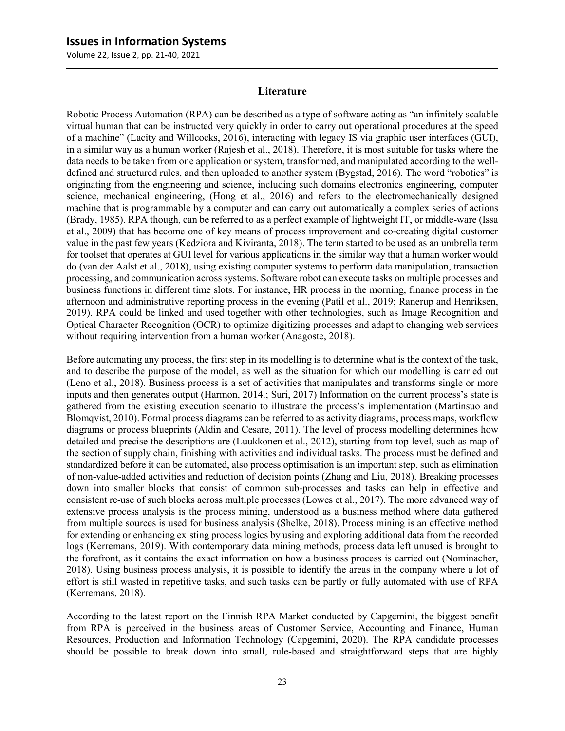## Literature

Robotic Process Automation (RPA) can be described as a type of software acting as "an infinitely scalable virtual human that can be instructed very quickly in order to carry out operational procedures at the speed of a machine" (Lacity and Willcocks, 2016), interacting with legacy IS via graphic user interfaces (GUI), in a similar way as a human worker (Rajesh et al., 2018). Therefore, it is most suitable for tasks where the data needs to be taken from one application or system, transformed, and manipulated according to the well-defined and structured rules, and then uploaded to another system (Bygstad, 2016). The word "robotics" is originating from the engineering and science, including such domains electronics engineering, computer science, mechanical engineering, (Hong et al., 2016) and refers to the electromechanically designed machine that is programmable by a computer and can carry out automatically a complex series of actions (Brady, 1985). RPA though, can be referred to as a perfect example of lightweight IT, or middle-ware (Issa et al., 2009) that has become one of key means of process improvement and co-creating digital customer value in the past few years (Kedziora and Kiviranta, 2018). The term started to be used as an umbrella term for toolset that operates at GUI level for various applications in the similar way that a human worker would do (van der Aalst et al., 2018), using existing computer systems to perform data manipulation, transaction processing, and communication across systems. Software robot can execute tasks on multiple processes and business functions in different time slots. For instance, HR process in the morning, finance process in the afternoon and administrative reporting process in the evening (Patil et al., 2019; Ranerup and Henriksen, 2019). RPA could be linked and used together with other technologies, such as Image Recognition and Optical Character Recognition (OCR) to optimize digitizing processes and adapt to changing web services without requiring intervention from a human worker (Anagoste, 2018).

Before automating any process, the first step in its modelling is to determine what is the context of the task, and to describe the purpose of the model, as well as the situation for which our modelling is carried out (Leno et al., 2018). Business process is a set of activities that manipulates and transforms single or more inputs and then generates output (Harmon, 2014.; Suri, 2017) Information on the current process's state is gathered from the existing execution scenario to illustrate the process's implementation (Martinsuo and Blomqvist, 2010). Formal process diagrams can be referred to as activity diagrams, process maps, workflow diagrams or process blueprints (Aldin and Cesare, 2011). The level of process modelling determines how detailed and precise the descriptions are (Luukkonen et al., 2012), starting from top level, such as map of the section of supply chain, finishing with activities and individual tasks. The process must be defined and standardized before it can be automated, also process optimisation is an important step, such as elimination of non-value-added activities and reduction of decision points (Zhang and Liu, 2018). Breaking processes down into smaller blocks that consist of common sub-processes and tasks can help in effective and consistent re-use of such blocks across multiple processes (Lowes et al., 2017). The more advanced way of extensive process analysis is the process mining, understood as a business method where data gathered from multiple sources is used for business analysis (Shelke, 2018). Process mining is an effective method for extending or enhancing existing process logics by using and exploring additional data from the recorded logs (Kerremans, 2019). With contemporary data mining methods, process data left unused is brought to the forefront, as it contains the exact information on how a business process is carried out (Nominacher, 2018). Using business process analysis, it is possible to identify the areas in the company where a lot of effort is still wasted in repetitive tasks, and such tasks can be partly or fully automated with use of RPA (Kerremans, 2018).

According to the latest report on the Finnish RPA Market conducted by Capgemini, the biggest benefit from RPA is perceived in the business areas of Customer Service, Accounting and Finance, Human Resources, Production and Information Technology (Capgemini, 2020). The RPA candidate processes should be possible to break down into small, rule-based and straightforward steps that are highly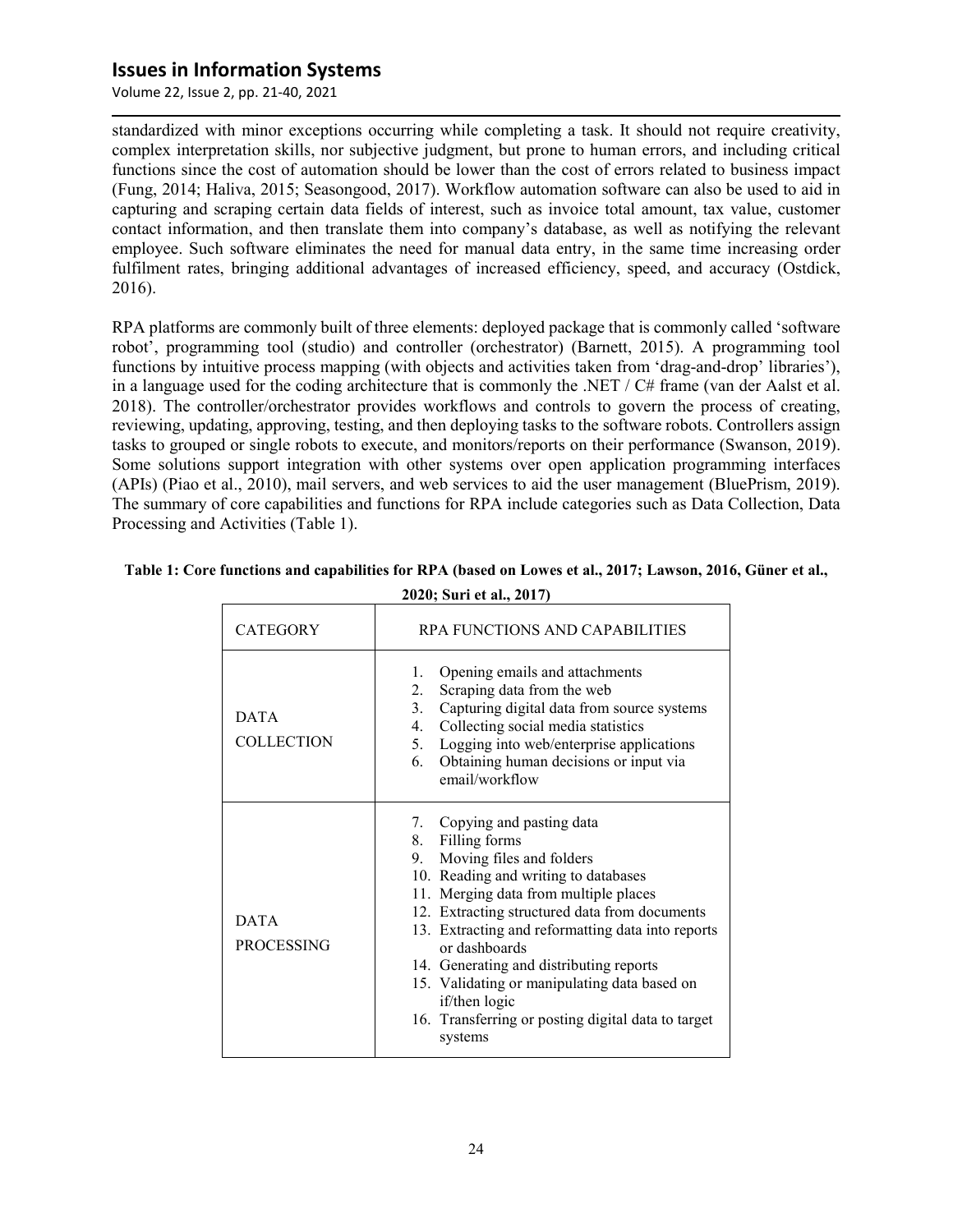standardized with minor exceptions occurring while completing a task. It should not require creativity, complex interpretation skills, nor subjective judgment, but prone to human errors, and including critical functions since the cost of automation should be lower than the cost of errors related to business impact (Fung, 2014; Haliva, 2015; Seasongood, 2017). Workflow automation software can also be used to aid in capturing and scraping certain data fields of interest, such as invoice total amount, tax value, customer contact information, and then translate them into company's database, as well as notifying the relevant employee. Such software eliminates the need for manual data entry, in the same time increasing order fulfilment rates, bringing additional advantages of increased efficiency, speed, and accuracy (Ostdick, 2016).

RPA platforms are commonly built of three elements: deployed package that is commonly called 'software robot', programming tool (studio) and controller (orchestrator) (Barnett, 2015). A programming tool functions by intuitive process mapping (with objects and activities taken from 'drag-and-drop' libraries'), in a language used for the coding architecture that is commonly the .NET / C# frame (van der Aalst et al. 2018). The controller/orchestrator provides workflows and controls to govern the process of creating, reviewing, updating, approving, testing, and then deploying tasks to the software robots. Controllers assign tasks to grouped or single robots to execute, and monitors/reports on their performance (Swanson, 2019). Some solutions support integration with other systems over open application programming interfaces (APIs) (Piao et al., 2010), mail servers, and web services to aid the user management (BluePrism, 2019). The summary of core capabilities and functions for RPA include categories such as Data Collection, Data Processing and Activities (Table 1).

**Table 1: Core functions and capabilities for RPA (based on Lowes et al., 2017; Lawson, 2016, Güner et al., 2020; Suri et al., 2017)**

| CATEGORY | RPA FUNCTIONS AND CAPABILITIES |
|---|---|
| DATA COLLECTION | 1. Opening emails and attachments<br>2. Scraping data from the web<br>3. Capturing digital data from source systems<br>4. Collecting social media statistics<br>5. Logging into web/enterprise applications<br>6. Obtaining human decisions or input via email/workflow |
| DATA PROCESSING | 7. Copying and pasting data<br>8. Filling forms<br>9. Moving files and folders<br>10. Reading and writing to databases<br>11. Merging data from multiple places<br>12. Extracting structured data from documents<br>13. Extracting and reformatting data into reports or dashboards<br>14. Generating and distributing reports<br>15. Validating or manipulating data based on if/then logic<br>16. Transferring or posting digital data to target systems |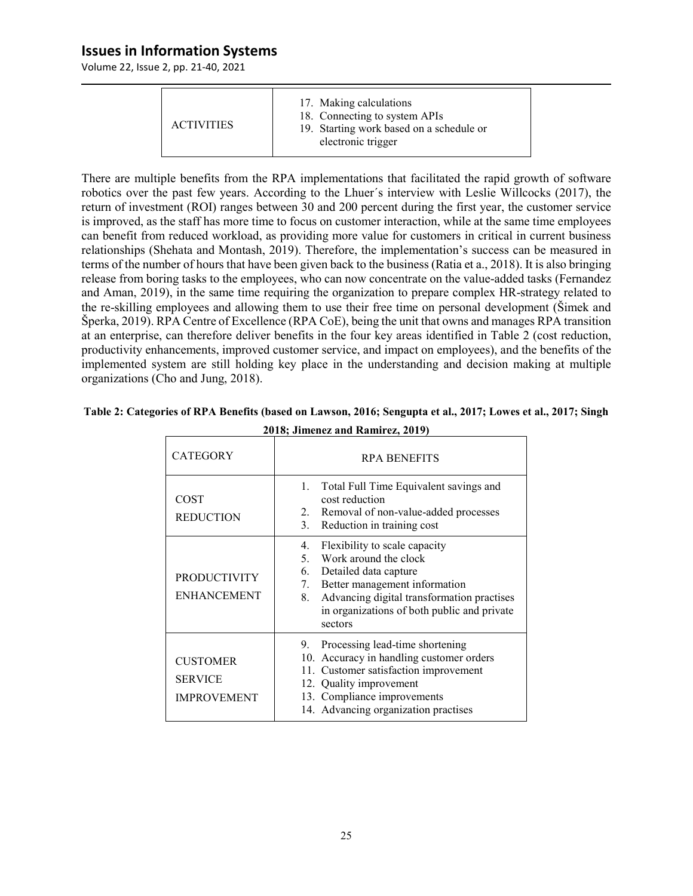| | |
|---|---|
| ACTIVITIES | 17. Making calculations<br>18. Connecting to system APIs<br>19. Starting work based on a schedule or electronic trigger |

There are multiple benefits from the RPA implementations that facilitated the rapid growth of software robotics over the past few years. According to the Lhuer´s interview with Leslie Willcocks (2017), the return of investment (ROI) ranges between 30 and 200 percent during the first year, the customer service is improved, as the staff has more time to focus on customer interaction, while at the same time employees can benefit from reduced workload, as providing more value for customers in critical in current business relationships (Shehata and Montash, 2019). Therefore, the implementation's success can be measured in terms of the number of hours that have been given back to the business (Ratia et a., 2018). It is also bringing release from boring tasks to the employees, who can now concentrate on the value-added tasks (Fernandez and Aman, 2019), in the same time requiring the organization to prepare complex HR-strategy related to the re-skilling employees and allowing them to use their free time on personal development (Šimek and Šperka, 2019). RPA Centre of Excellence (RPA CoE), being the unit that owns and manages RPA transition at an enterprise, can therefore deliver benefits in the four key areas identified in Table 2 (cost reduction, productivity enhancements, improved customer service, and impact on employees), and the benefits of the implemented system are still holding key place in the understanding and decision making at multiple organizations (Cho and Jung, 2018).

**Table 2: Categories of RPA Benefits (based on Lawson, 2016; Sengupta et al., 2017; Lowes et al., 2017; Singh 2018; Jimenez and Ramirez, 2019)**

| CATEGORY | RPA BENEFITS |
|---|---|
| COST REDUCTION | 1. Total Full Time Equivalent savings and cost reduction<br>2. Removal of non-value-added processes<br>3. Reduction in training cost |
| PRODUCTIVITY ENHANCEMENT | 4. Flexibility to scale capacity<br>5. Work around the clock<br>6. Detailed data capture<br>7. Better management information<br>8. Advancing digital transformation practises in organizations of both public and private sectors |
| CUSTOMER SERVICE IMPROVEMENT | 9. Processing lead-time shortening<br>10. Accuracy in handling customer orders<br>11. Customer satisfaction improvement<br>12. Quality improvement<br>13. Compliance improvements<br>14. Advancing organization practises |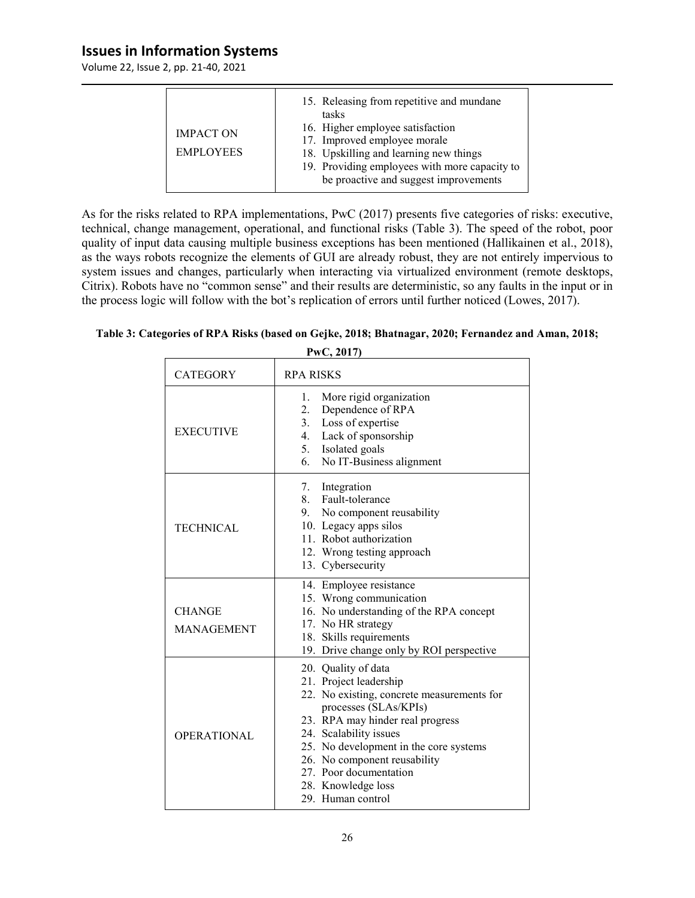| | |
|---|---|
| IMPACT ON EMPLOYEES | 15. Releasing from repetitive and mundane tasks<br>16. Higher employee satisfaction<br>17. Improved employee morale<br>18. Upskilling and learning new things<br>19. Providing employees with more capacity to be proactive and suggest improvements |

As for the risks related to RPA implementations, PwC (2017) presents five categories of risks: executive, technical, change management, operational, and functional risks (Table 3). The speed of the robot, poor quality of input data causing multiple business exceptions has been mentioned (Hallikainen et al., 2018), as the ways robots recognize the elements of GUI are already robust, they are not entirely impervious to system issues and changes, particularly when interacting via virtualized environment (remote desktops, Citrix). Robots have no "common sense" and their results are deterministic, so any faults in the input or in the process logic will follow with the bot's replication of errors until further noticed (Lowes, 2017).

**Table 3: Categories of RPA Risks (based on Gejke, 2018; Bhatnagar, 2020; Fernandez and Aman, 2018; PwC, 2017)**

| CATEGORY | RPA RISKS |
|---|---|
| EXECUTIVE | 1. More rigid organization<br>2. Dependence of RPA<br>3. Loss of expertise<br>4. Lack of sponsorship<br>5. Isolated goals<br>6. No IT-Business alignment |
| TECHNICAL | 7. Integration<br>8. Fault-tolerance<br>9. No component reusability<br>10. Legacy apps silos<br>11. Robot authorization<br>12. Wrong testing approach<br>13. Cybersecurity |
| CHANGE MANAGEMENT | 14. Employee resistance<br>15. Wrong communication<br>16. No understanding of the RPA concept<br>17. No HR strategy<br>18. Skills requirements<br>19. Drive change only by ROI perspective |
| OPERATIONAL | 20. Quality of data<br>21. Project leadership<br>22. No existing, concrete measurements for processes (SLAs/KPIs)<br>23. RPA may hinder real progress<br>24. Scalability issues<br>25. No development in the core systems<br>26. No component reusability<br>27. Poor documentation<br>28. Knowledge loss<br>29. Human control |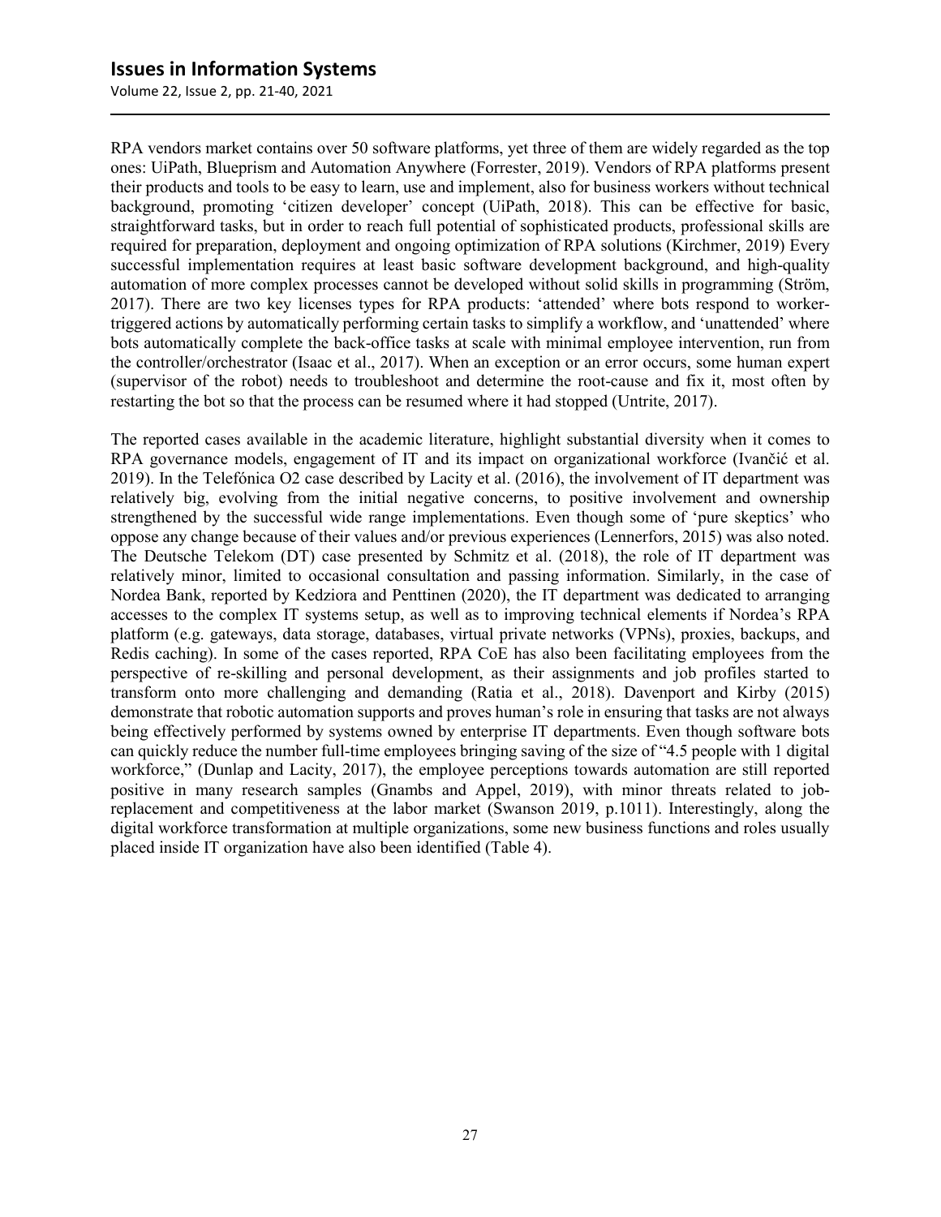RPA vendors market contains over 50 software platforms, yet three of them are widely regarded as the top ones: UiPath, Blueprism and Automation Anywhere (Forrester, 2019). Vendors of RPA platforms present their products and tools to be easy to learn, use and implement, also for business workers without technical background, promoting 'citizen developer' concept (UiPath, 2018). This can be effective for basic, straightforward tasks, but in order to reach full potential of sophisticated products, professional skills are required for preparation, deployment and ongoing optimization of RPA solutions (Kirchmer, 2019) Every successful implementation requires at least basic software development background, and high-quality automation of more complex processes cannot be developed without solid skills in programming (Ström, 2017). There are two key licenses types for RPA products: 'attended' where bots respond to worker-triggered actions by automatically performing certain tasks to simplify a workflow, and 'unattended' where bots automatically complete the back-office tasks at scale with minimal employee intervention, run from the controller/orchestrator (Isaac et al., 2017). When an exception or an error occurs, some human expert (supervisor of the robot) needs to troubleshoot and determine the root-cause and fix it, most often by restarting the bot so that the process can be resumed where it had stopped (Untrite, 2017).

The reported cases available in the academic literature, highlight substantial diversity when it comes to RPA governance models, engagement of IT and its impact on organizational workforce (Ivančić et al. 2019). In the Telefónica O2 case described by Lacity et al. (2016), the involvement of IT department was relatively big, evolving from the initial negative concerns, to positive involvement and ownership strengthened by the successful wide range implementations. Even though some of 'pure skeptics' who oppose any change because of their values and/or previous experiences (Lennerfors, 2015) was also noted. The Deutsche Telekom (DT) case presented by Schmitz et al. (2018), the role of IT department was relatively minor, limited to occasional consultation and passing information. Similarly, in the case of Nordea Bank, reported by Kedziora and Penttinen (2020), the IT department was dedicated to arranging accesses to the complex IT systems setup, as well as to improving technical elements if Nordea's RPA platform (e.g. gateways, data storage, databases, virtual private networks (VPNs), proxies, backups, and Redis caching). In some of the cases reported, RPA CoE has also been facilitating employees from the perspective of re-skilling and personal development, as their assignments and job profiles started to transform onto more challenging and demanding (Ratia et al., 2018). Davenport and Kirby (2015) demonstrate that robotic automation supports and proves human's role in ensuring that tasks are not always being effectively performed by systems owned by enterprise IT departments. Even though software bots can quickly reduce the number full-time employees bringing saving of the size of "4.5 people with 1 digital workforce," (Dunlap and Lacity, 2017), the employee perceptions towards automation are still reported positive in many research samples (Gnambs and Appel, 2019), with minor threats related to job-replacement and competitiveness at the labor market (Swanson 2019, p.1011). Interestingly, along the digital workforce transformation at multiple organizations, some new business functions and roles usually placed inside IT organization have also been identified (Table 4).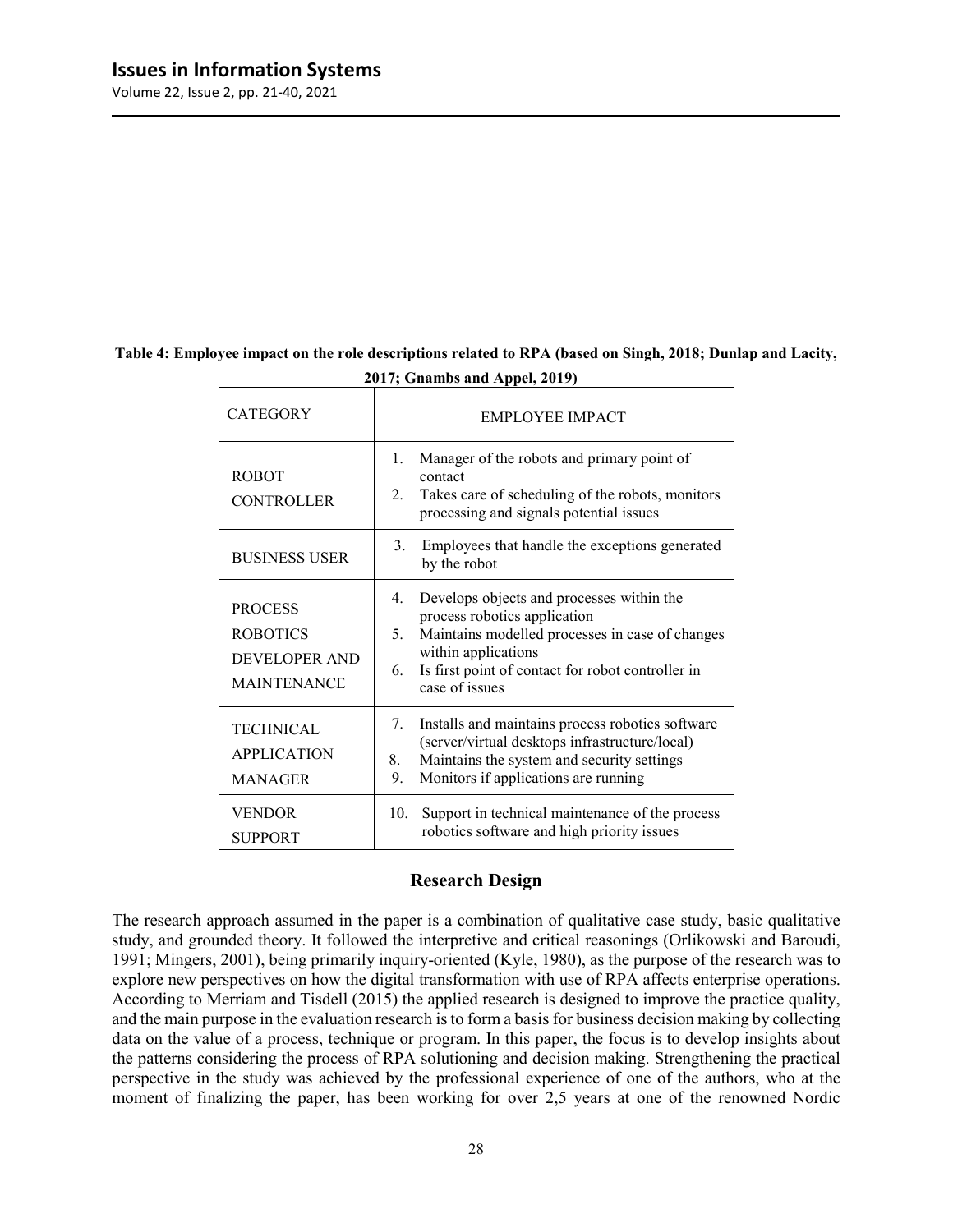**Table 4: Employee impact on the role descriptions related to RPA (based on Singh, 2018; Dunlap and Lacity, 2017; Gnambs and Appel, 2019)**

| CATEGORY | EMPLOYEE IMPACT |
|---|---|
| ROBOT CONTROLLER | 1. Manager of the robots and primary point of contact<br>2. Takes care of scheduling of the robots, monitors processing and signals potential issues |
| BUSINESS USER | 3. Employees that handle the exceptions generated by the robot |
| PROCESS ROBOTICS DEVELOPER AND MAINTENANCE | 4. Develops objects and processes within the process robotics application<br>5. Maintains modelled processes in case of changes within applications<br>6. Is first point of contact for robot controller in case of issues |
| TECHNICAL APPLICATION MANAGER | 7. Installs and maintains process robotics software (server/virtual desktops infrastructure/local)<br>8. Maintains the system and security settings<br>9. Monitors if applications are running |
| VENDOR SUPPORT | 10. Support in technical maintenance of the process robotics software and high priority issues |

## Research Design

The research approach assumed in the paper is a combination of qualitative case study, basic qualitative study, and grounded theory. It followed the interpretive and critical reasonings (Orlikowski and Baroudi, 1991; Mingers, 2001), being primarily inquiry-oriented (Kyle, 1980), as the purpose of the research was to explore new perspectives on how the digital transformation with use of RPA affects enterprise operations. According to Merriam and Tisdell (2015) the applied research is designed to improve the practice quality, and the main purpose in the evaluation research is to form a basis for business decision making by collecting data on the value of a process, technique or program. In this paper, the focus is to develop insights about the patterns considering the process of RPA solutioning and decision making. Strengthening the practical perspective in the study was achieved by the professional experience of one of the authors, who at the moment of finalizing the paper, has been working for over 2,5 years at one of the renowned Nordic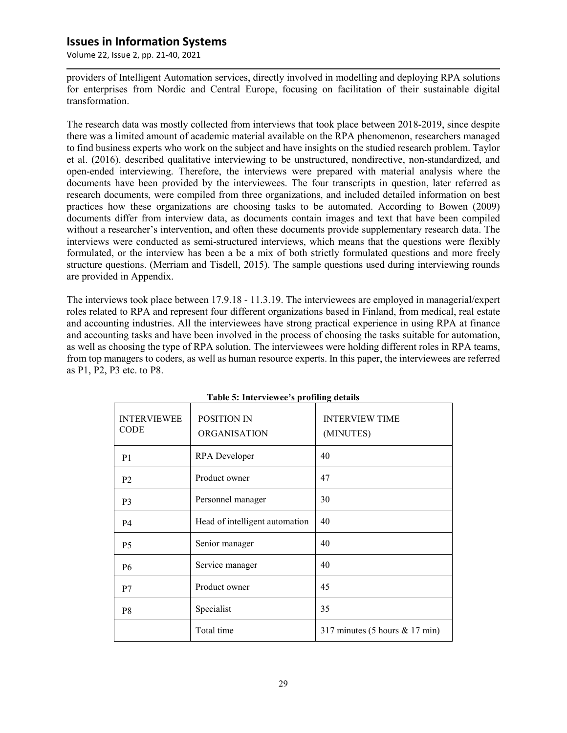providers of Intelligent Automation services, directly involved in modelling and deploying RPA solutions for enterprises from Nordic and Central Europe, focusing on facilitation of their sustainable digital transformation.

The research data was mostly collected from interviews that took place between 2018-2019, since despite there was a limited amount of academic material available on the RPA phenomenon, researchers managed to find business experts who work on the subject and have insights on the studied research problem. Taylor et al. (2016). described qualitative interviewing to be unstructured, nondirective, non-standardized, and open-ended interviewing. Therefore, the interviews were prepared with material analysis where the documents have been provided by the interviewees. The four transcripts in question, later referred as research documents, were compiled from three organizations, and included detailed information on best practices how these organizations are choosing tasks to be automated. According to Bowen (2009) documents differ from interview data, as documents contain images and text that have been compiled without a researcher's intervention, and often these documents provide supplementary research data. The interviews were conducted as semi-structured interviews, which means that the questions were flexibly formulated, or the interview has been a be a mix of both strictly formulated questions and more freely structure questions. (Merriam and Tisdell, 2015). The sample questions used during interviewing rounds are provided in Appendix.

The interviews took place between 17.9.18 - 11.3.19. The interviewees are employed in managerial/expert roles related to RPA and represent four different organizations based in Finland, from medical, real estate and accounting industries. All the interviewees have strong practical experience in using RPA at finance and accounting tasks and have been involved in the process of choosing the tasks suitable for automation, as well as choosing the type of RPA solution. The interviewees were holding different roles in RPA teams, from top managers to coders, as well as human resource experts. In this paper, the interviewees are referred as P1, P2, P3 etc. to P8.

**Table 5: Interviewee's profiling details**

| INTERVIEWEE CODE | POSITION IN ORGANISATION | INTERVIEW TIME (MINUTES) |
|---|---|---|
| P1 | RPA Developer | 40 |
| P2 | Product owner | 47 |
| P3 | Personnel manager | 30 |
| P4 | Head of intelligent automation | 40 |
| P5 | Senior manager | 40 |
| P6 | Service manager | 40 |
| P7 | Product owner | 45 |
| P8 | Specialist | 35 |
| | Total time | 317 minutes (5 hours & 17 min) |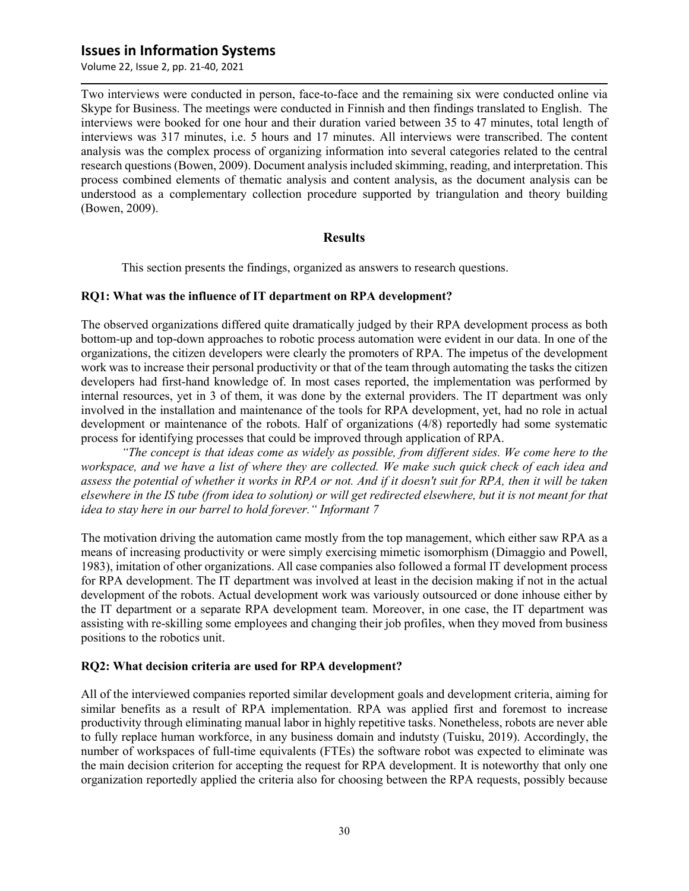Two interviews were conducted in person, face-to-face and the remaining six were conducted online via Skype for Business. The meetings were conducted in Finnish and then findings translated to English. The interviews were booked for one hour and their duration varied between 35 to 47 minutes, total length of interviews was 317 minutes, i.e. 5 hours and 17 minutes. All interviews were transcribed. The content analysis was the complex process of organizing information into several categories related to the central research questions (Bowen, 2009). Document analysis included skimming, reading, and interpretation. This process combined elements of thematic analysis and content analysis, as the document analysis can be understood as a complementary collection procedure supported by triangulation and theory building (Bowen, 2009).

## Results

This section presents the findings, organized as answers to research questions.

### RQ1: What was the influence of IT department on RPA development?

The observed organizations differed quite dramatically judged by their RPA development process as both bottom-up and top-down approaches to robotic process automation were evident in our data. In one of the organizations, the citizen developers were clearly the promoters of RPA. The impetus of the development work was to increase their personal productivity or that of the team through automating the tasks the citizen developers had first-hand knowledge of. In most cases reported, the implementation was performed by internal resources, yet in 3 of them, it was done by the external providers. The IT department was only involved in the installation and maintenance of the tools for RPA development, yet, had no role in actual development or maintenance of the robots. Half of organizations (4/8) reportedly had some systematic process for identifying processes that could be improved through application of RPA.

*"The concept is that ideas come as widely as possible, from different sides. We come here to the workspace, and we have a list of where they are collected. We make such quick check of each idea and assess the potential of whether it works in RPA or not. And if it doesn't suit for RPA, then it will be taken elsewhere in the IS tube (from idea to solution) or will get redirected elsewhere, but it is not meant for that idea to stay here in our barrel to hold forever." Informant 7*

The motivation driving the automation came mostly from the top management, which either saw RPA as a means of increasing productivity or were simply exercising mimetic isomorphism (Dimaggio and Powell, 1983), imitation of other organizations. All case companies also followed a formal IT development process for RPA development. The IT department was involved at least in the decision making if not in the actual development of the robots. Actual development work was variously outsourced or done inhouse either by the IT department or a separate RPA development team. Moreover, in one case, the IT department was assisting with re-skilling some employees and changing their job profiles, when they moved from business positions to the robotics unit.

### RQ2: What decision criteria are used for RPA development?

All of the interviewed companies reported similar development goals and development criteria, aiming for similar benefits as a result of RPA implementation. RPA was applied first and foremost to increase productivity through eliminating manual labor in highly repetitive tasks. Nonetheless, robots are never able to fully replace human workforce, in any business domain and indutsty (Tuisku, 2019). Accordingly, the number of workspaces of full-time equivalents (FTEs) the software robot was expected to eliminate was the main decision criterion for accepting the request for RPA development. It is noteworthy that only one organization reportedly applied the criteria also for choosing between the RPA requests, possibly because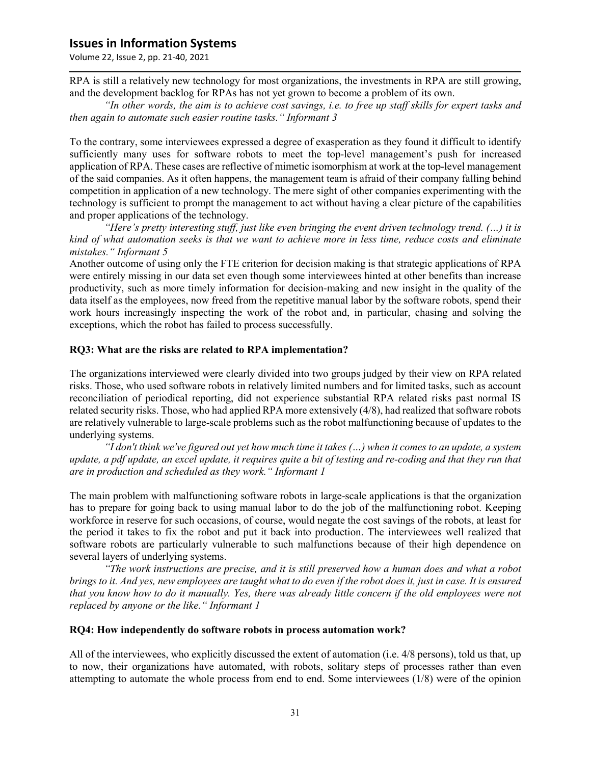RPA is still a relatively new technology for most organizations, the investments in RPA are still growing, and the development backlog for RPAs has not yet grown to become a problem of its own.

*"In other words, the aim is to achieve cost savings, i.e. to free up staff skills for expert tasks and then again to automate such easier routine tasks." Informant 3*

To the contrary, some interviewees expressed a degree of exasperation as they found it difficult to identify sufficiently many uses for software robots to meet the top-level management's push for increased application of RPA. These cases are reflective of mimetic isomorphism at work at the top-level management of the said companies. As it often happens, the management team is afraid of their company falling behind competition in application of a new technology. The mere sight of other companies experimenting with the technology is sufficient to prompt the management to act without having a clear picture of the capabilities and proper applications of the technology.

*"Here's pretty interesting stuff, just like even bringing the event driven technology trend. (…) it is kind of what automation seeks is that we want to achieve more in less time, reduce costs and eliminate mistakes." Informant 5*

Another outcome of using only the FTE criterion for decision making is that strategic applications of RPA were entirely missing in our data set even though some interviewees hinted at other benefits than increase productivity, such as more timely information for decision-making and new insight in the quality of the data itself as the employees, now freed from the repetitive manual labor by the software robots, spend their work hours increasingly inspecting the work of the robot and, in particular, chasing and solving the exceptions, which the robot has failed to process successfully.

**RQ3: What are the risks are related to RPA implementation?**

The organizations interviewed were clearly divided into two groups judged by their view on RPA related risks. Those, who used software robots in relatively limited numbers and for limited tasks, such as account reconciliation of periodical reporting, did not experience substantial RPA related risks past normal IS related security risks. Those, who had applied RPA more extensively (4/8), had realized that software robots are relatively vulnerable to large-scale problems such as the robot malfunctioning because of updates to the underlying systems.

*"I don't think we've figured out yet how much time it takes (…) when it comes to an update, a system update, a pdf update, an excel update, it requires quite a bit of testing and re-coding and that they run that are in production and scheduled as they work." Informant 1*

The main problem with malfunctioning software robots in large-scale applications is that the organization has to prepare for going back to using manual labor to do the job of the malfunctioning robot. Keeping workforce in reserve for such occasions, of course, would negate the cost savings of the robots, at least for the period it takes to fix the robot and put it back into production. The interviewees well realized that software robots are particularly vulnerable to such malfunctions because of their high dependence on several layers of underlying systems.

*"The work instructions are precise, and it is still preserved how a human does and what a robot brings to it. And yes, new employees are taught what to do even if the robot does it, just in case. It is ensured that you know how to do it manually. Yes, there was already little concern if the old employees were not replaced by anyone or the like." Informant 1*

**RQ4: How independently do software robots in process automation work?**

All of the interviewees, who explicitly discussed the extent of automation (i.e. 4/8 persons), told us that, up to now, their organizations have automated, with robots, solitary steps of processes rather than even attempting to automate the whole process from end to end. Some interviewees (1/8) were of the opinion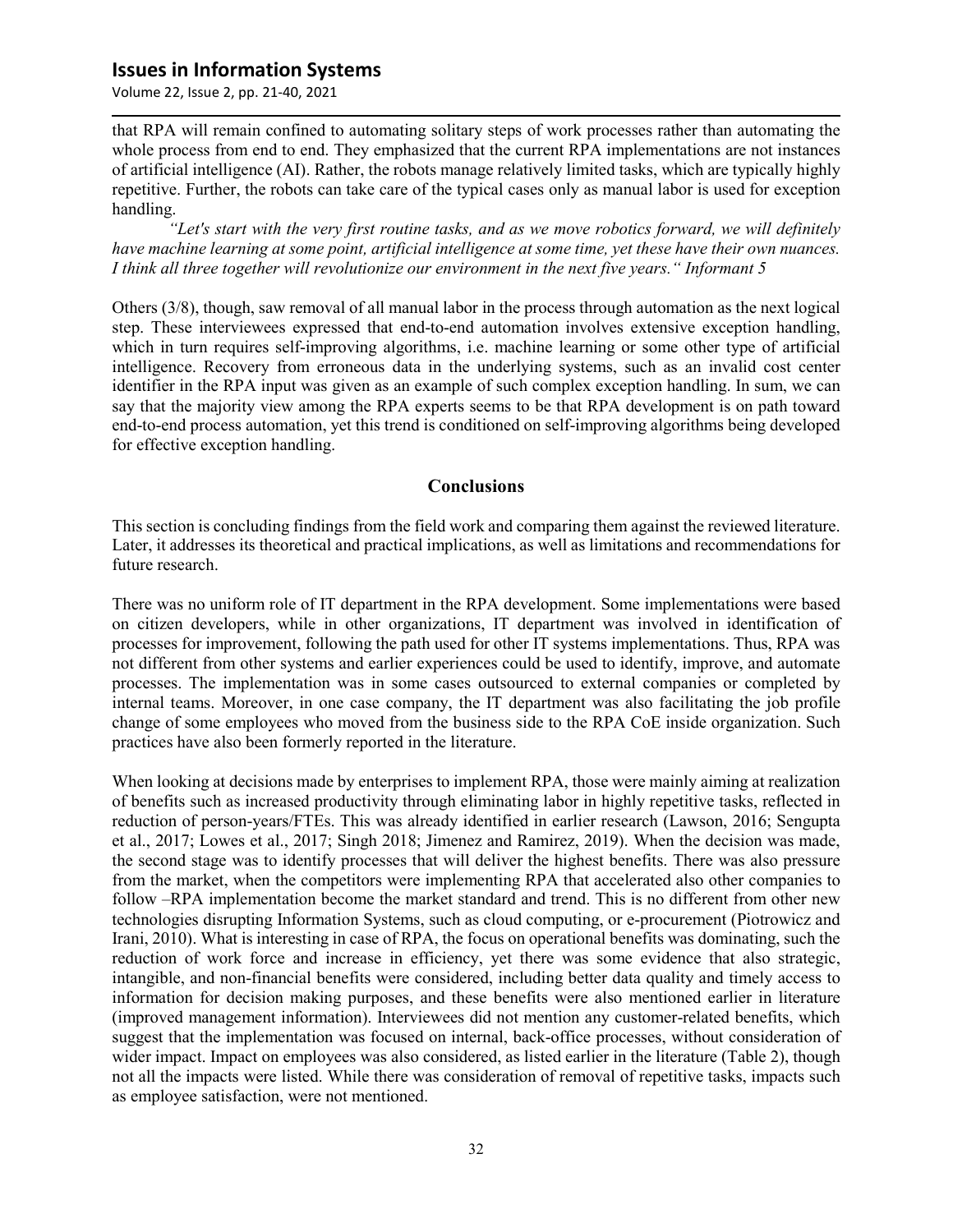that RPA will remain confined to automating solitary steps of work processes rather than automating the whole process from end to end. They emphasized that the current RPA implementations are not instances of artificial intelligence (AI). Rather, the robots manage relatively limited tasks, which are typically highly repetitive. Further, the robots can take care of the typical cases only as manual labor is used for exception handling.

*"Let's start with the very first routine tasks, and as we move robotics forward, we will definitely have machine learning at some point, artificial intelligence at some time, yet these have their own nuances. I think all three together will revolutionize our environment in the next five years." Informant 5*

Others (3/8), though, saw removal of all manual labor in the process through automation as the next logical step. These interviewees expressed that end-to-end automation involves extensive exception handling, which in turn requires self-improving algorithms, i.e. machine learning or some other type of artificial intelligence. Recovery from erroneous data in the underlying systems, such as an invalid cost center identifier in the RPA input was given as an example of such complex exception handling. In sum, we can say that the majority view among the RPA experts seems to be that RPA development is on path toward end-to-end process automation, yet this trend is conditioned on self-improving algorithms being developed for effective exception handling.

## Conclusions

This section is concluding findings from the field work and comparing them against the reviewed literature. Later, it addresses its theoretical and practical implications, as well as limitations and recommendations for future research.

There was no uniform role of IT department in the RPA development. Some implementations were based on citizen developers, while in other organizations, IT department was involved in identification of processes for improvement, following the path used for other IT systems implementations. Thus, RPA was not different from other systems and earlier experiences could be used to identify, improve, and automate processes. The implementation was in some cases outsourced to external companies or completed by internal teams. Moreover, in one case company, the IT department was also facilitating the job profile change of some employees who moved from the business side to the RPA CoE inside organization. Such practices have also been formerly reported in the literature.

When looking at decisions made by enterprises to implement RPA, those were mainly aiming at realization of benefits such as increased productivity through eliminating labor in highly repetitive tasks, reflected in reduction of person-years/FTEs. This was already identified in earlier research (Lawson, 2016; Sengupta et al., 2017; Lowes et al., 2017; Singh 2018; Jimenez and Ramirez, 2019). When the decision was made, the second stage was to identify processes that will deliver the highest benefits. There was also pressure from the market, when the competitors were implementing RPA that accelerated also other companies to follow –RPA implementation become the market standard and trend. This is no different from other new technologies disrupting Information Systems, such as cloud computing, or e-procurement (Piotrowicz and Irani, 2010). What is interesting in case of RPA, the focus on operational benefits was dominating, such the reduction of work force and increase in efficiency, yet there was some evidence that also strategic, intangible, and non-financial benefits were considered, including better data quality and timely access to information for decision making purposes, and these benefits were also mentioned earlier in literature (improved management information). Interviewees did not mention any customer-related benefits, which suggest that the implementation was focused on internal, back-office processes, without consideration of wider impact. Impact on employees was also considered, as listed earlier in the literature (Table 2), though not all the impacts were listed. While there was consideration of removal of repetitive tasks, impacts such as employee satisfaction, were not mentioned.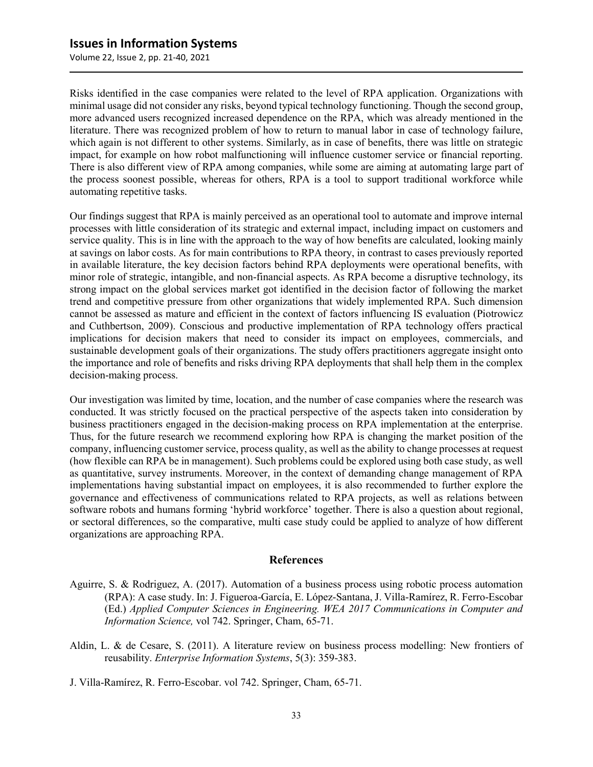Risks identified in the case companies were related to the level of RPA application. Organizations with minimal usage did not consider any risks, beyond typical technology functioning. Though the second group, more advanced users recognized increased dependence on the RPA, which was already mentioned in the literature. There was recognized problem of how to return to manual labor in case of technology failure, which again is not different to other systems. Similarly, as in case of benefits, there was little on strategic impact, for example on how robot malfunctioning will influence customer service or financial reporting. There is also different view of RPA among companies, while some are aiming at automating large part of the process soonest possible, whereas for others, RPA is a tool to support traditional workforce while automating repetitive tasks.

Our findings suggest that RPA is mainly perceived as an operational tool to automate and improve internal processes with little consideration of its strategic and external impact, including impact on customers and service quality. This is in line with the approach to the way of how benefits are calculated, looking mainly at savings on labor costs. As for main contributions to RPA theory, in contrast to cases previously reported in available literature, the key decision factors behind RPA deployments were operational benefits, with minor role of strategic, intangible, and non-financial aspects. As RPA become a disruptive technology, its strong impact on the global services market got identified in the decision factor of following the market trend and competitive pressure from other organizations that widely implemented RPA. Such dimension cannot be assessed as mature and efficient in the context of factors influencing IS evaluation (Piotrowicz and Cuthbertson, 2009). Conscious and productive implementation of RPA technology offers practical implications for decision makers that need to consider its impact on employees, commercials, and sustainable development goals of their organizations. The study offers practitioners aggregate insight onto the importance and role of benefits and risks driving RPA deployments that shall help them in the complex decision-making process.

Our investigation was limited by time, location, and the number of case companies where the research was conducted. It was strictly focused on the practical perspective of the aspects taken into consideration by business practitioners engaged in the decision-making process on RPA implementation at the enterprise. Thus, for the future research we recommend exploring how RPA is changing the market position of the company, influencing customer service, process quality, as well as the ability to change processes at request (how flexible can RPA be in management). Such problems could be explored using both case study, as well as quantitative, survey instruments. Moreover, in the context of demanding change management of RPA implementations having substantial impact on employees, it is also recommended to further explore the governance and effectiveness of communications related to RPA projects, as well as relations between software robots and humans forming 'hybrid workforce' together. There is also a question about regional, or sectoral differences, so the comparative, multi case study could be applied to analyze of how different organizations are approaching RPA.

## References

Aguirre, S. & Rodriguez, A. (2017). Automation of a business process using robotic process automation (RPA): A case study. In: J. Figueroa-García, E. López-Santana, J. Villa-Ramírez, R. Ferro-Escobar (Ed.) *Applied Computer Sciences in Engineering. WEA 2017 Communications in Computer and Information Science,* vol 742. Springer, Cham, 65-71.

Aldin, L. & de Cesare, S. (2011). A literature review on business process modelling: New frontiers of reusability. *Enterprise Information Systems*, 5(3): 359-383.

J. Villa-Ramírez, R. Ferro-Escobar. vol 742. Springer, Cham, 65-71.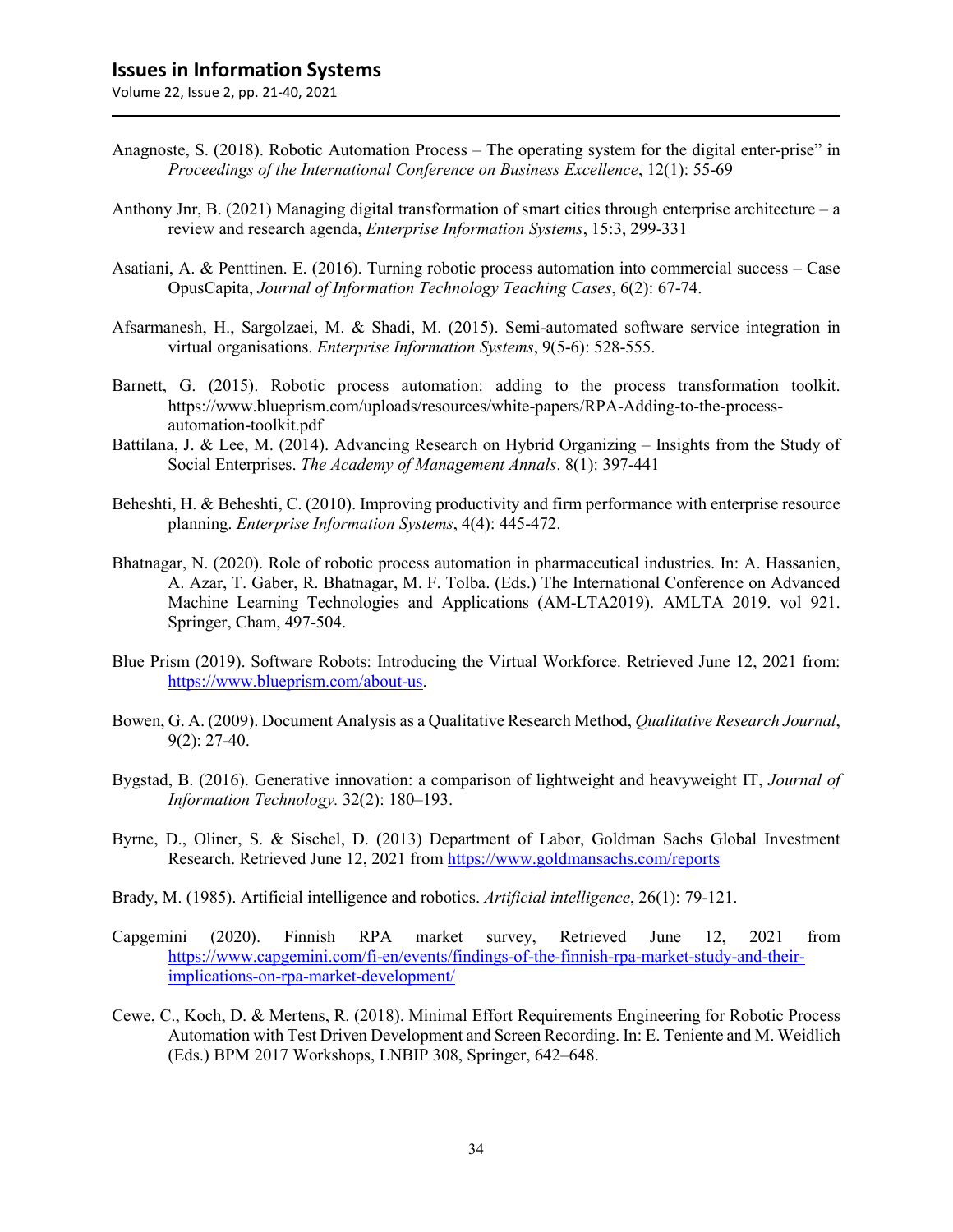Anagnoste, S. (2018). Robotic Automation Process – The operating system for the digital enter-prise" in *Proceedings of the International Conference on Business Excellence*, 12(1): 55-69

Anthony Jnr, B. (2021) Managing digital transformation of smart cities through enterprise architecture – a review and research agenda, *Enterprise Information Systems*, 15:3, 299-331

Asatiani, A. & Penttinen. E. (2016). Turning robotic process automation into commercial success – Case OpusCapita, *Journal of Information Technology Teaching Cases*, 6(2): 67-74.

Afsarmanesh, H., Sargolzaei, M. & Shadi, M. (2015). Semi-automated software service integration in virtual organisations. *Enterprise Information Systems*, 9(5-6): 528-555.

Barnett, G. (2015). Robotic process automation: adding to the process transformation toolkit. https://www.blueprism.com/uploads/resources/white-papers/RPA-Adding-to-the-process-automation-toolkit.pdf

Battilana, J. & Lee, M. (2014). Advancing Research on Hybrid Organizing – Insights from the Study of Social Enterprises. *The Academy of Management Annals*. 8(1): 397-441

Beheshti, H. & Beheshti, C. (2010). Improving productivity and firm performance with enterprise resource planning. *Enterprise Information Systems*, 4(4): 445-472.

Bhatnagar, N. (2020). Role of robotic process automation in pharmaceutical industries. In: A. Hassanien, A. Azar, T. Gaber, R. Bhatnagar, M. F. Tolba. (Eds.) The International Conference on Advanced Machine Learning Technologies and Applications (AM-LTA2019). AMLTA 2019. vol 921. Springer, Cham, 497-504.

Blue Prism (2019). Software Robots: Introducing the Virtual Workforce. Retrieved June 12, 2021 from: https://www.blueprism.com/about-us.

Bowen, G. A. (2009). Document Analysis as a Qualitative Research Method, *Qualitative Research Journal*, 9(2): 27-40.

Bygstad, B. (2016). Generative innovation: a comparison of lightweight and heavyweight IT, *Journal of Information Technology.* 32(2): 180–193.

Byrne, D., Oliner, S. & Sischel, D. (2013) Department of Labor, Goldman Sachs Global Investment Research. Retrieved June 12, 2021 from https://www.goldmansachs.com/reports

Brady, M. (1985). Artificial intelligence and robotics. *Artificial intelligence*, 26(1): 79-121.

Capgemini (2020). Finnish RPA market survey, Retrieved June 12, 2021 from https://www.capgemini.com/fi-en/events/findings-of-the-finnish-rpa-market-study-and-their-implications-on-rpa-market-development/

Cewe, C., Koch, D. & Mertens, R. (2018). Minimal Effort Requirements Engineering for Robotic Process Automation with Test Driven Development and Screen Recording. In: E. Teniente and M. Weidlich (Eds.) BPM 2017 Workshops, LNBIP 308, Springer, 642–648.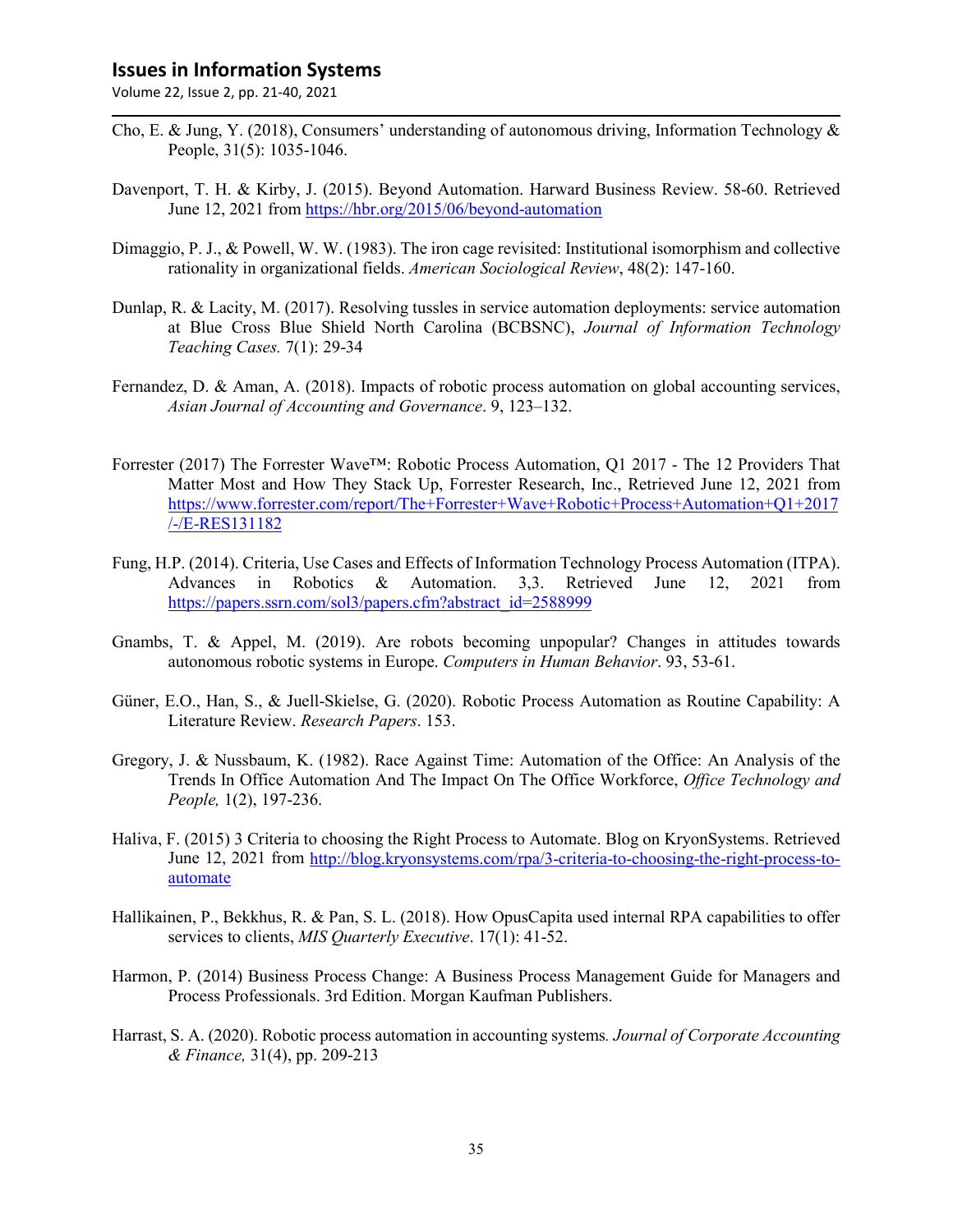Cho, E. & Jung, Y. (2018), Consumers' understanding of autonomous driving, Information Technology & People, 31(5): 1035-1046.

Davenport, T. H. & Kirby, J. (2015). Beyond Automation. Harward Business Review. 58-60. Retrieved June 12, 2021 from https://hbr.org/2015/06/beyond-automation

Dimaggio, P. J., & Powell, W. W. (1983). The iron cage revisited: Institutional isomorphism and collective rationality in organizational fields. *American Sociological Review*, 48(2): 147-160.

Dunlap, R. & Lacity, M. (2017). Resolving tussles in service automation deployments: service automation at Blue Cross Blue Shield North Carolina (BCBSNC), *Journal of Information Technology Teaching Cases.* 7(1): 29-34

Fernandez, D. & Aman, A. (2018). Impacts of robotic process automation on global accounting services, *Asian Journal of Accounting and Governance*. 9, 123–132.

Forrester (2017) The Forrester Wave™: Robotic Process Automation, Q1 2017 - The 12 Providers That Matter Most and How They Stack Up, Forrester Research, Inc., Retrieved June 12, 2021 from https://www.forrester.com/report/The+Forrester+Wave+Robotic+Process+Automation+Q1+2017/-/E-RES131182

Fung, H.P. (2014). Criteria, Use Cases and Effects of Information Technology Process Automation (ITPA). Advances in Robotics & Automation. 3,3. Retrieved June 12, 2021 from https://papers.ssrn.com/sol3/papers.cfm?abstract_id=2588999

Gnambs, T. & Appel, M. (2019). Are robots becoming unpopular? Changes in attitudes towards autonomous robotic systems in Europe. *Computers in Human Behavior*. 93, 53-61.

Güner, E.O., Han, S., & Juell-Skielse, G. (2020). Robotic Process Automation as Routine Capability: A Literature Review. *Research Papers*. 153.

Gregory, J. & Nussbaum, K. (1982). Race Against Time: Automation of the Office: An Analysis of the Trends In Office Automation And The Impact On The Office Workforce, *Office Technology and People,* 1(2), 197-236.

Haliva, F. (2015) 3 Criteria to choosing the Right Process to Automate. Blog on KryonSystems. Retrieved June 12, 2021 from http://blog.kryonsystems.com/rpa/3-criteria-to-choosing-the-right-process-to-automate

Hallikainen, P., Bekkhus, R. & Pan, S. L. (2018). How OpusCapita used internal RPA capabilities to offer services to clients, *MIS Quarterly Executive*. 17(1): 41-52.

Harmon, P. (2014) Business Process Change: A Business Process Management Guide for Managers and Process Professionals. 3rd Edition. Morgan Kaufman Publishers.

Harrast, S. A. (2020). Robotic process automation in accounting systems*. Journal of Corporate Accounting & Finance,* 31(4), pp. 209-213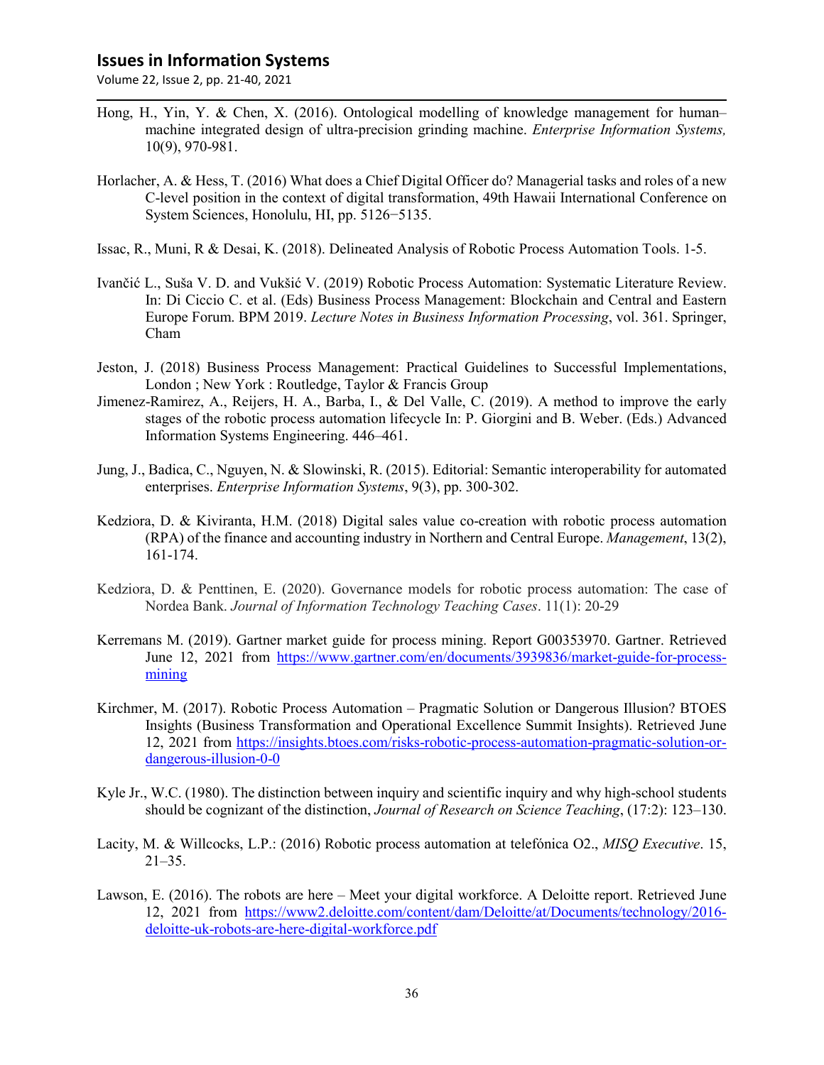Hong, H., Yin, Y. & Chen, X. (2016). Ontological modelling of knowledge management for human–machine integrated design of ultra-precision grinding machine. *Enterprise Information Systems,* 10(9), 970-981.

Horlacher, A. & Hess, T. (2016) What does a Chief Digital Officer do? Managerial tasks and roles of a new C-level position in the context of digital transformation, 49th Hawaii International Conference on System Sciences, Honolulu, HI, pp. 5126−5135.

Issac, R., Muni, R & Desai, K. (2018). Delineated Analysis of Robotic Process Automation Tools. 1-5.

Ivančić L., Suša V. D. and Vukšić V. (2019) Robotic Process Automation: Systematic Literature Review. In: Di Ciccio C. et al. (Eds) Business Process Management: Blockchain and Central and Eastern Europe Forum. BPM 2019. *Lecture Notes in Business Information Processing*, vol. 361. Springer, Cham

Jeston, J. (2018) Business Process Management: Practical Guidelines to Successful Implementations, London ; New York : Routledge, Taylor & Francis Group

Jimenez-Ramirez, A., Reijers, H. A., Barba, I., & Del Valle, C. (2019). A method to improve the early stages of the robotic process automation lifecycle In: P. Giorgini and B. Weber. (Eds.) Advanced Information Systems Engineering. 446–461.

Jung, J., Badica, C., Nguyen, N. & Slowinski, R. (2015). Editorial: Semantic interoperability for automated enterprises. *Enterprise Information Systems*, 9(3), pp. 300-302.

Kedziora, D. & Kiviranta, H.M. (2018) Digital sales value co-creation with robotic process automation (RPA) of the finance and accounting industry in Northern and Central Europe. *Management*, 13(2), 161-174.

Kedziora, D. & Penttinen, E. (2020). Governance models for robotic process automation: The case of Nordea Bank. *Journal of Information Technology Teaching Cases*. 11(1): 20-29

Kerremans M. (2019). Gartner market guide for process mining. Report G00353970. Gartner. Retrieved June 12, 2021 from https://www.gartner.com/en/documents/3939836/market-guide-for-process-mining

Kirchmer, M. (2017). Robotic Process Automation – Pragmatic Solution or Dangerous Illusion? BTOES Insights (Business Transformation and Operational Excellence Summit Insights). Retrieved June 12, 2021 from https://insights.btoes.com/risks-robotic-process-automation-pragmatic-solution-or-dangerous-illusion-0-0

Kyle Jr., W.C. (1980). The distinction between inquiry and scientific inquiry and why high-school students should be cognizant of the distinction, *Journal of Research on Science Teaching*, (17:2): 123–130.

Lacity, M. & Willcocks, L.P.: (2016) Robotic process automation at telefónica O2., *MISQ Executive*. 15, 21–35.

Lawson, E. (2016). The robots are here – Meet your digital workforce. A Deloitte report. Retrieved June 12, 2021 from https://www2.deloitte.com/content/dam/Deloitte/at/Documents/technology/2016-deloitte-uk-robots-are-here-digital-workforce.pdf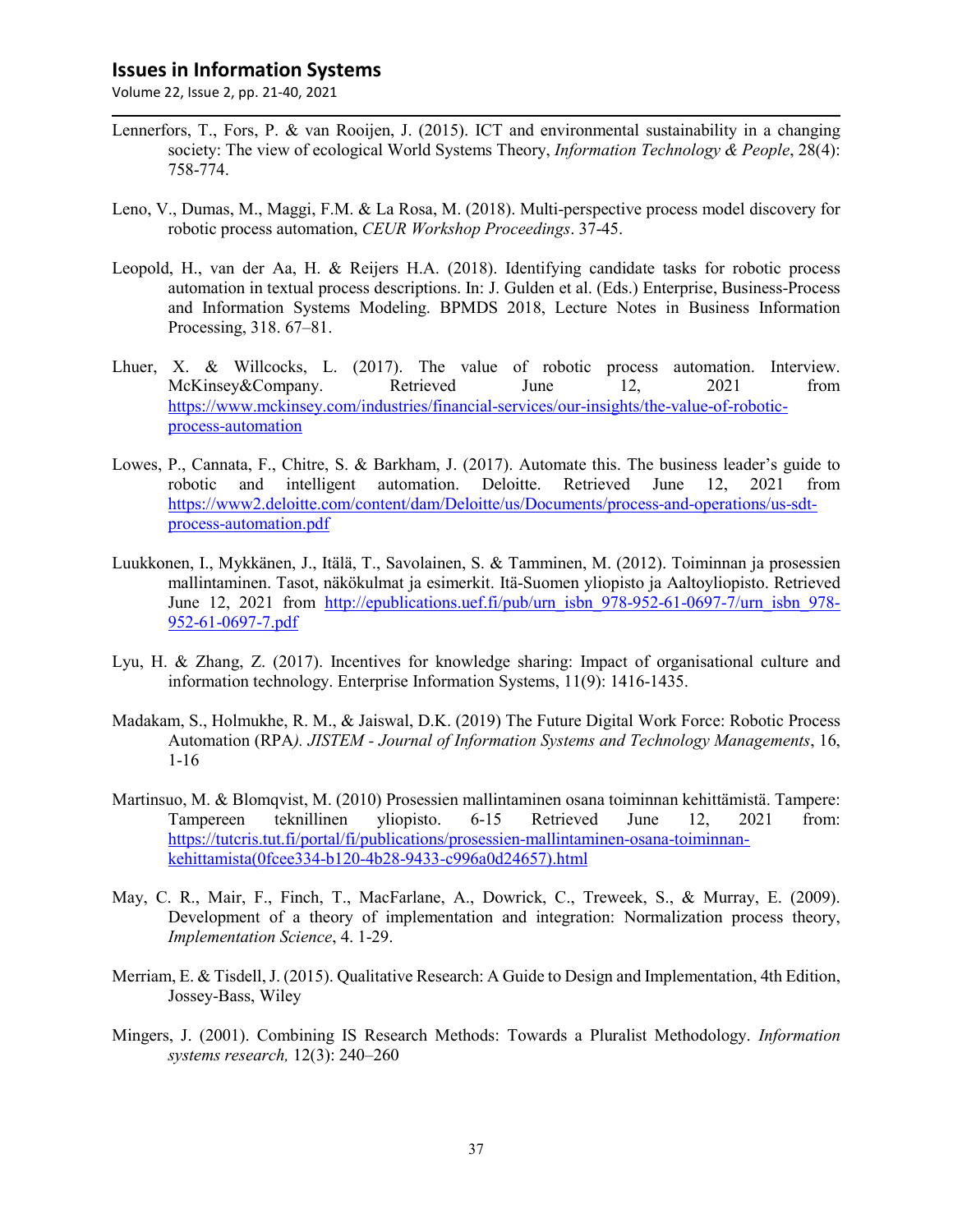Lennerfors, T., Fors, P. & van Rooijen, J. (2015). ICT and environmental sustainability in a changing society: The view of ecological World Systems Theory, *Information Technology & People*, 28(4): 758-774.

Leno, V., Dumas, M., Maggi, F.M. & La Rosa, M. (2018). Multi-perspective process model discovery for robotic process automation, *CEUR Workshop Proceedings*. 37-45.

Leopold, H., van der Aa, H. & Reijers H.A. (2018). Identifying candidate tasks for robotic process automation in textual process descriptions. In: J. Gulden et al. (Eds.) Enterprise, Business-Process and Information Systems Modeling. BPMDS 2018, Lecture Notes in Business Information Processing, 318. 67–81.

Lhuer, X. & Willcocks, L. (2017). The value of robotic process automation. Interview. McKinsey&Company. Retrieved June 12, 2021 from [https://www.mckinsey.com/industries/financial-services/our-insights/the-value-of-robotic-process-automation](https://www.mckinsey.com/industries/financial-services/our-insights/the-value-of-robotic-process-automation)

Lowes, P., Cannata, F., Chitre, S. & Barkham, J. (2017). Automate this. The business leader's guide to robotic and intelligent automation. Deloitte. Retrieved June 12, 2021 from [https://www2.deloitte.com/content/dam/Deloitte/us/Documents/process-and-operations/us-sdt-process-automation.pdf](https://www2.deloitte.com/content/dam/Deloitte/us/Documents/process-and-operations/us-sdt-process-automation.pdf)

Luukkonen, I., Mykkänen, J., Itälä, T., Savolainen, S. & Tamminen, M. (2012). Toiminnan ja prosessien mallintaminen. Tasot, näkökulmat ja esimerkit. Itä-Suomen yliopisto ja Aaltoyliopisto. Retrieved June 12, 2021 from [http://epublications.uef.fi/pub/urn_isbn_978-952-61-0697-7/urn_isbn_978-952-61-0697-7.pdf](http://epublications.uef.fi/pub/urn_isbn_978-952-61-0697-7/urn_isbn_978-952-61-0697-7.pdf)

Lyu, H. & Zhang, Z. (2017). Incentives for knowledge sharing: Impact of organisational culture and information technology. Enterprise Information Systems, 11(9): 1416-1435.

Madakam, S., Holmukhe, R. M., & Jaiswal, D.K. (2019) The Future Digital Work Force: Robotic Process Automation (RPA*). JISTEM - Journal of Information Systems and Technology Managements*, 16, 1-16

Martinsuo, M. & Blomqvist, M. (2010) Prosessien mallintaminen osana toiminnan kehittämistä. Tampere: Tampereen teknillinen yliopisto. 6-15 Retrieved June 12, 2021 from: [https://tutcris.tut.fi/portal/fi/publications/prosessien-mallintaminen-osana-toiminnan-kehittamista(0fcee334-b120-4b28-9433-c996a0d24657).html](https://tutcris.tut.fi/portal/fi/publications/prosessien-mallintaminen-osana-toiminnan-kehittamista(0fcee334-b120-4b28-9433-c996a0d24657).html)

May, C. R., Mair, F., Finch, T., MacFarlane, A., Dowrick, C., Treweek, S., & Murray, E. (2009). Development of a theory of implementation and integration: Normalization process theory, *Implementation Science*, 4. 1-29.

Merriam, E. & Tisdell, J. (2015). Qualitative Research: A Guide to Design and Implementation, 4th Edition, Jossey-Bass, Wiley

Mingers, J. (2001). Combining IS Research Methods: Towards a Pluralist Methodology. *Information systems research,* 12(3): 240–260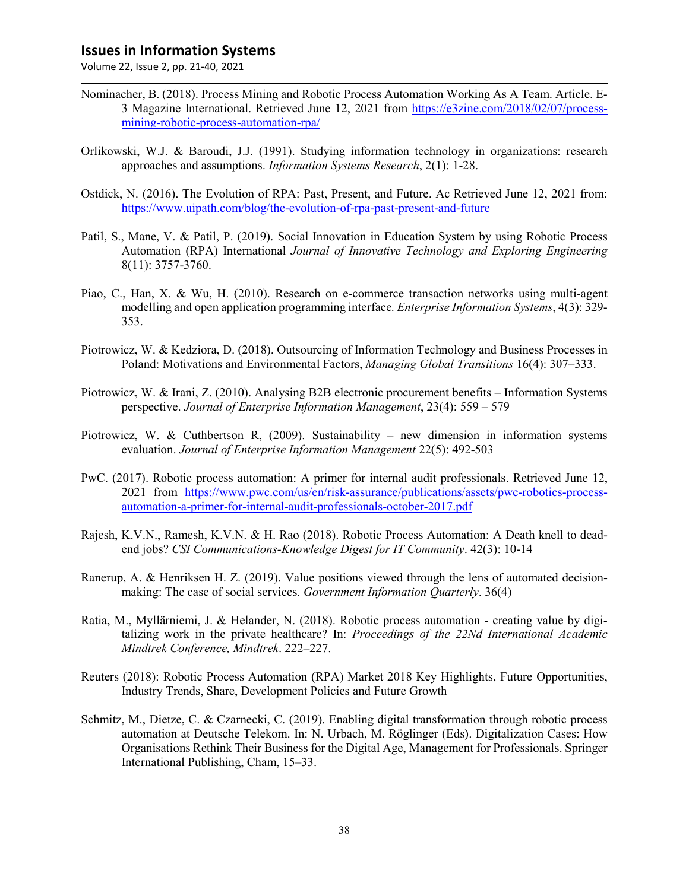Nominacher, B. (2018). Process Mining and Robotic Process Automation Working As A Team. Article. E-3 Magazine International. Retrieved June 12, 2021 from https://e3zine.com/2018/02/07/process-mining-robotic-process-automation-rpa/

Orlikowski, W.J. & Baroudi, J.J. (1991). Studying information technology in organizations: research approaches and assumptions. *Information Systems Research*, 2(1): 1-28.

Ostdick, N. (2016). The Evolution of RPA: Past, Present, and Future. Ac Retrieved June 12, 2021 from: https://www.uipath.com/blog/the-evolution-of-rpa-past-present-and-future

Patil, S., Mane, V. & Patil, P. (2019). Social Innovation in Education System by using Robotic Process Automation (RPA) International *Journal of Innovative Technology and Exploring Engineering* 8(11): 3757-3760.

Piao, C., Han, X. & Wu, H. (2010). Research on e-commerce transaction networks using multi-agent modelling and open application programming interface. *Enterprise Information Systems*, 4(3): 329-353.

Piotrowicz, W. & Kedziora, D. (2018). Outsourcing of Information Technology and Business Processes in Poland: Motivations and Environmental Factors, *Managing Global Transitions* 16(4): 307–333.

Piotrowicz, W. & Irani, Z. (2010). Analysing B2B electronic procurement benefits – Information Systems perspective. *Journal of Enterprise Information Management*, 23(4): 559 – 579

Piotrowicz, W. & Cuthbertson R, (2009). Sustainability – new dimension in information systems evaluation. *Journal of Enterprise Information Management* 22(5): 492-503

PwC. (2017). Robotic process automation: A primer for internal audit professionals. Retrieved June 12, 2021 from https://www.pwc.com/us/en/risk-assurance/publications/assets/pwc-robotics-process-automation-a-primer-for-internal-audit-professionals-october-2017.pdf

Rajesh, K.V.N., Ramesh, K.V.N. & H. Rao (2018). Robotic Process Automation: A Death knell to dead-end jobs? *CSI Communications-Knowledge Digest for IT Community*. 42(3): 10-14

Ranerup, A. & Henriksen H. Z. (2019). Value positions viewed through the lens of automated decision-making: The case of social services. *Government Information Quarterly*. 36(4)

Ratia, M., Myllärniemi, J. & Helander, N. (2018). Robotic process automation - creating value by digitalizing work in the private healthcare? In: *Proceedings of the 22Nd International Academic Mindtrek Conference, Mindtrek*. 222–227.

Reuters (2018): Robotic Process Automation (RPA) Market 2018 Key Highlights, Future Opportunities, Industry Trends, Share, Development Policies and Future Growth

Schmitz, M., Dietze, C. & Czarnecki, C. (2019). Enabling digital transformation through robotic process automation at Deutsche Telekom. In: N. Urbach, M. Röglinger (Eds). Digitalization Cases: How Organisations Rethink Their Business for the Digital Age, Management for Professionals. Springer International Publishing, Cham, 15–33.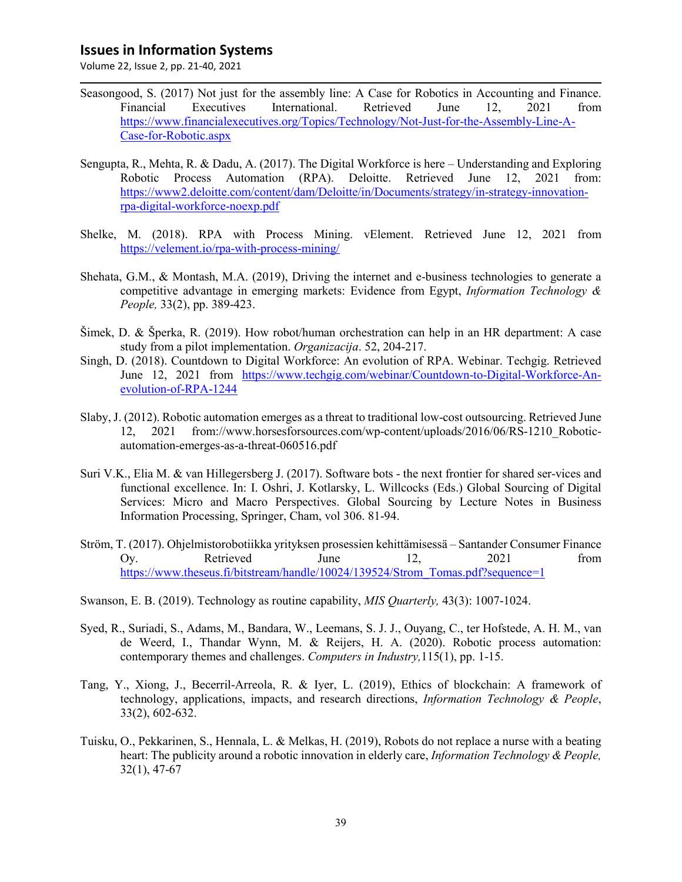Seasongood, S. (2017) Not just for the assembly line: A Case for Robotics in Accounting and Finance. Financial Executives International. Retrieved June 12, 2021 from https://www.financialexecutives.org/Topics/Technology/Not-Just-for-the-Assembly-Line-A-Case-for-Robotic.aspx

Sengupta, R., Mehta, R. & Dadu, A. (2017). The Digital Workforce is here – Understanding and Exploring Robotic Process Automation (RPA). Deloitte. Retrieved June 12, 2021 from: https://www2.deloitte.com/content/dam/Deloitte/in/Documents/strategy/in-strategy-innovation-rpa-digital-workforce-noexp.pdf

Shelke, M. (2018). RPA with Process Mining. vElement. Retrieved June 12, 2021 from https://velement.io/rpa-with-process-mining/

Shehata, G.M., & Montash, M.A. (2019), Driving the internet and e-business technologies to generate a competitive advantage in emerging markets: Evidence from Egypt, *Information Technology & People,* 33(2), pp. 389-423.

Šimek, D. & Šperka, R. (2019). How robot/human orchestration can help in an HR department: A case study from a pilot implementation. *Organizacija*. 52, 204-217.

Singh, D. (2018). Countdown to Digital Workforce: An evolution of RPA. Webinar. Techgig. Retrieved June 12, 2021 from https://www.techgig.com/webinar/Countdown-to-Digital-Workforce-An-evolution-of-RPA-1244

Slaby, J. (2012). Robotic automation emerges as a threat to traditional low-cost outsourcing. Retrieved June 12, 2021 from://www.horsesforsources.com/wp-content/uploads/2016/06/RS-1210_Robotic-automation-emerges-as-a-threat-060516.pdf

Suri V.K., Elia M. & van Hillegersberg J. (2017). Software bots - the next frontier for shared ser-vices and functional excellence. In: I. Oshri, J. Kotlarsky, L. Willcocks (Eds.) Global Sourcing of Digital Services: Micro and Macro Perspectives. Global Sourcing by Lecture Notes in Business Information Processing, Springer, Cham, vol 306. 81-94.

Ström, T. (2017). Ohjelmistorobotiikka yrityksen prosessien kehittämisessä – Santander Consumer Finance Oy. Retrieved June 12, 2021 from https://www.theseus.fi/bitstream/handle/10024/139524/Strom_Tomas.pdf?sequence=1

Swanson, E. B. (2019). Technology as routine capability, *MIS Quarterly,* 43(3): 1007-1024.

Syed, R., Suriadi, S., Adams, M., Bandara, W., Leemans, S. J. J., Ouyang, C., ter Hofstede, A. H. M., van de Weerd, I., Thandar Wynn, M. & Reijers, H. A. (2020). Robotic process automation: contemporary themes and challenges. *Computers in Industry,*115(1), pp. 1-15.

Tang, Y., Xiong, J., Becerril-Arreola, R. & Iyer, L. (2019), Ethics of blockchain: A framework of technology, applications, impacts, and research directions, *Information Technology & People*, 33(2), 602-632.

Tuisku, O., Pekkarinen, S., Hennala, L. & Melkas, H. (2019), Robots do not replace a nurse with a beating heart: The publicity around a robotic innovation in elderly care, *Information Technology & People,* 32(1), 47-67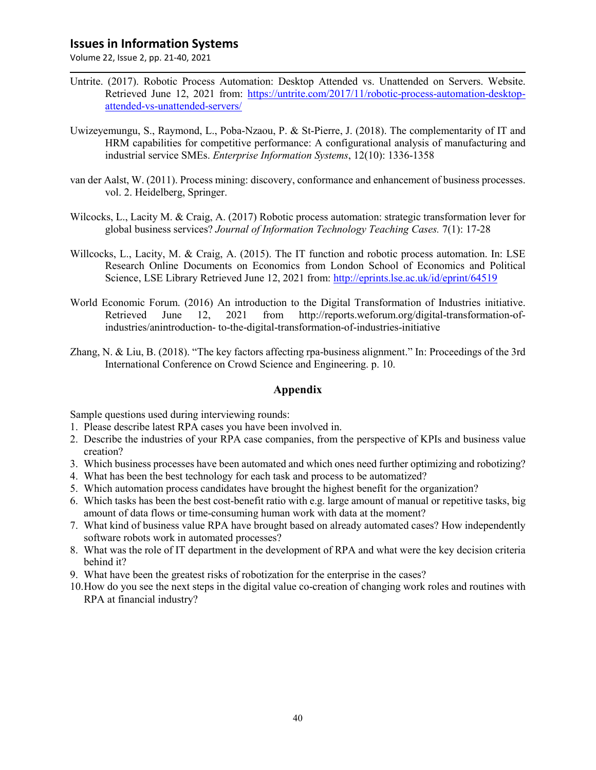Untrite. (2017). Robotic Process Automation: Desktop Attended vs. Unattended on Servers. Website. Retrieved June 12, 2021 from: [https://untrite.com/2017/11/robotic-process-automation-desktop-attended-vs-unattended-servers/](https://untrite.com/2017/11/robotic-process-automation-desktop-attended-vs-unattended-servers/)

Uwizeyemungu, S., Raymond, L., Poba-Nzaou, P. & St-Pierre, J. (2018). The complementarity of IT and HRM capabilities for competitive performance: A configurational analysis of manufacturing and industrial service SMEs. *Enterprise Information Systems*, 12(10): 1336-1358

van der Aalst, W. (2011). Process mining: discovery, conformance and enhancement of business processes. vol. 2. Heidelberg, Springer.

Wilcocks, L., Lacity M. & Craig, A. (2017) Robotic process automation: strategic transformation lever for global business services? *Journal of Information Technology Teaching Cases.* 7(1): 17-28

Willcocks, L., Lacity, M. & Craig, A. (2015). The IT function and robotic process automation. In: LSE Research Online Documents on Economics from London School of Economics and Political Science, LSE Library Retrieved June 12, 2021 from: [http://eprints.lse.ac.uk/id/eprint/64519](http://eprints.lse.ac.uk/id/eprint/64519)

World Economic Forum. (2016) An introduction to the Digital Transformation of Industries initiative. Retrieved June 12, 2021 from http://reports.weforum.org/digital-transformation-of-industries/anintroduction- to-the-digital-transformation-of-industries-initiative

Zhang, N. & Liu, B. (2018). "The key factors affecting rpa-business alignment." In: Proceedings of the 3rd International Conference on Crowd Science and Engineering. p. 10.

## Appendix

Sample questions used during interviewing rounds:

1. Please describe latest RPA cases you have been involved in.
2. Describe the industries of your RPA case companies, from the perspective of KPIs and business value creation?
3. Which business processes have been automated and which ones need further optimizing and robotizing?
4. What has been the best technology for each task and process to be automatized?
5. Which automation process candidates have brought the highest benefit for the organization?
6. Which tasks has been the best cost-benefit ratio with e.g. large amount of manual or repetitive tasks, big amount of data flows or time-consuming human work with data at the moment?
7. What kind of business value RPA have brought based on already automated cases? How independently software robots work in automated processes?
8. What was the role of IT department in the development of RPA and what were the key decision criteria behind it?
9. What have been the greatest risks of robotization for the enterprise in the cases?
10. How do you see the next steps in the digital value co-creation of changing work roles and routines with RPA at financial industry?